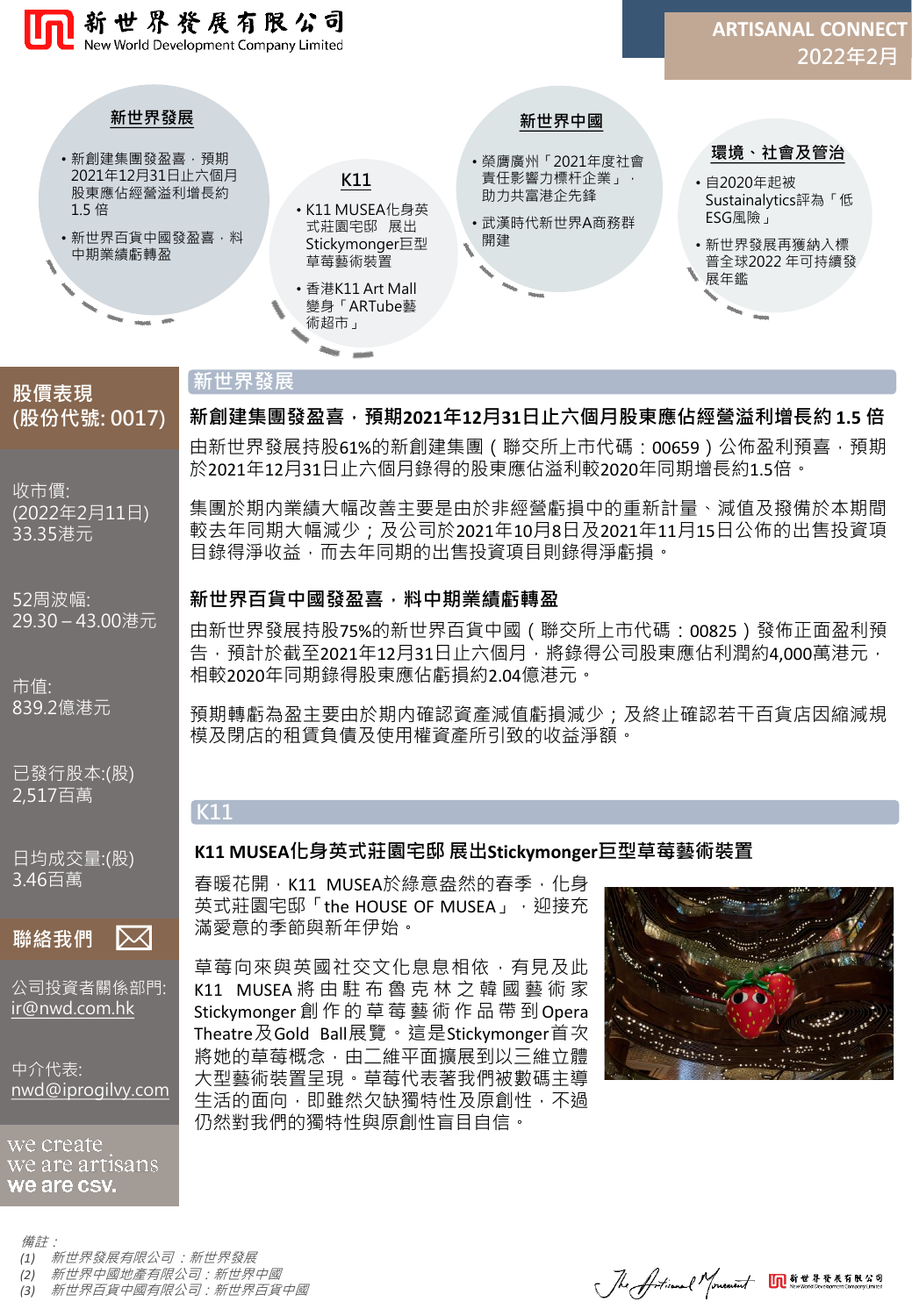新世界發展有限公司
New World Development Company Limited

**ARTISANAL CONNECT**
**2022年2月**

### 新世界發展

- 新創建集團發盈喜，預期2021年12月31日止六個月股東應佔經營溢利增長約1.5 倍
- 新世界百貨中國發盈喜，料中期業績虧轉盈

### K11

- K11 MUSEA化身英式莊園宅邸 展出Stickymonger巨型草莓藝術裝置
- 香港K11 Art Mall變身「ARTube藝術超市」

### 新世界中國

- 榮膺廣州「2021年度社會責任影響力標杆企業」，助力共富港企先鋒
- 武漢時代新世界A商務群開建

### 環境、社會及管治

- 自2020年起被Sustainalytics評為「低ESG風險」
- 新世界發展再獲納入標普全球2022 年可持續發展年鑑

## 股價表現 (股份代號: 0017)

收市價:
(2022年2月11日)
33.35港元

52周波幅:
29.30 – 43.00港元

市值:
839.2億港元

已發行股本:(股)
2,517百萬

日均成交量:(股)
3.46百萬

## 聯絡我們

公司投資者關係部門:
ir@nwd.com.hk

中介代表:
nwd@iprogilvy.com

we create
we are artisans
we are csv.

## 新世界發展

### 新創建集團發盈喜，預期2021年12月31日止六個月股東應佔經營溢利增長約 1.5 倍

由新世界發展持股61%的新創建集團（聯交所上市代碼：00659）公佈盈利預喜，預期於2021年12月31日止六個月錄得的股東應佔溢利較2020年同期增長約1.5倍。

集團於期內業績大幅改善主要是由於非經營虧損中的重新計量、減值及撥備於本期間較去年同期大幅減少；及公司於2021年10月8日及2021年11月15日公佈的出售投資項目錄得淨收益，而去年同期的出售投資項目則錄得淨虧損。

### 新世界百貨中國發盈喜，料中期業績虧轉盈

由新世界發展持股75%的新世界百貨中國（聯交所上市代碼：00825）發佈正面盈利預告，預計於截至2021年12月31日止六個月，將錄得公司股東應佔利潤約4,000萬港元，相較2020年同期錄得股東應佔虧損約2.04億港元。

預期轉虧為盈主要由於期內確認資產減值虧損減少；及終止確認若干百貨店因縮減規模及閉店的租賃負債及使用權資產所引致的收益淨額。

## K11

### K11 MUSEA化身英式莊園宅邸 展出Stickymonger巨型草莓藝術裝置

春暖花開，K11 MUSEA於綠意盎然的春季，化身英式莊園宅邸「the HOUSE OF MUSEA」，迎接充滿愛意的季節與新年伊始。

草莓向來與英國社交文化息息相依，有見及此 K11 MUSEA將由駐布魯克林之韓國藝術家Stickymonger創作的草莓藝術作品帶到Opera Theatre及Gold Ball展覽。這是Stickymonger首次將她的草莓概念，由二維平面擴展到以三維立體大型藝術裝置呈現。草莓代表著我們被數碼主導生活的面向，即雖然欠缺獨特性及原創性，不過仍然對我們的獨特性與原創性盲目自信。

備註：
(1) 新世界發展有限公司：新世界發展
(2) 新世界中國地產有限公司：新世界中國
(3) 新世界百貨中國有限公司：新世界百貨中國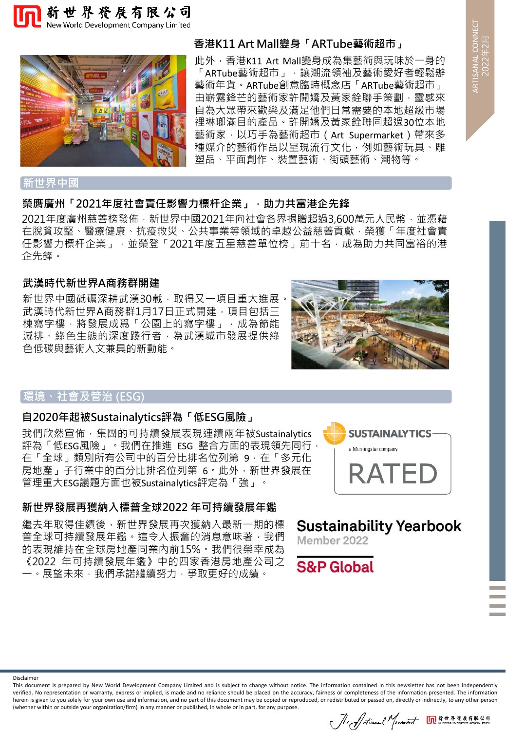### 香港K11 Art Mall變身「ARTube藝術超市」

此外，香港K11 Art Mall變身成為集藝術與玩味於一身的「ARTube藝術超市」，讓潮流領袖及藝術愛好者輕鬆辦藝術年貨。ARTube創意臨時概念店「ARTube藝術超市」由嶄露鋒芒的藝術家許開嬌及黃家銓聯手策劃，靈感來自為大眾帶來歡樂及滿足他們日常需要的本地超級市場裡琳瑯滿目的產品。許開嬌及黃家銓聯同超過30位本地藝術家，以巧手為藝術超市（Art Supermarket）帶來多種媒介的藝術作品以呈現流行文化，例如藝術玩具、雕塑品、平面創作、裝置藝術、街頭藝術、潮物等。

## 新世界中國

### 榮膺廣州「2021年度社會責任影響力標杆企業」，助力共富港企先鋒

2021年度廣州慈善榜發佈，新世界中國2021年向社會各界捐贈超過3,600萬元人民幣，並憑藉在脫貧攻堅、醫療健康、抗疫救災、公共事業等領域的卓越公益慈善貢獻，榮獲「年度社會責任影響力標杆企業」，並榮登「2021年度五星慈善單位榜」前十名，成為助力共同富裕的港企先鋒。

### 武漢時代新世界A商務群開建

新世界中國砥礪深耕武漢30載，取得又一項目重大進展。武漢時代新世界A商務群1月17日正式開建，項目包括三棟寫字樓，將發展成爲「公園上的寫字樓」，成為節能減排、綠色生態的深度踐行者，為武漢城市發展提供綠色低碳與藝術人文兼具的新動能。

## 環境、社會及管治 (ESG)

### 自2020年起被Sustainalytics評為「低ESG風險」

我們欣然宣佈，集團的可持續發展表現連續兩年被Sustainalytics評為「低ESG風險」。我們在推進 ESG 整合方面的表現領先同行，在「全球」類別所有公司中的百分比排名位列第 9，在「多元化房地產」子行業中的百分比排名位列第 6。此外，新世界發展在管理重大ESG議題方面也被Sustainalytics評定為「強」。

SUSTAINALYTICS
a Morningstar company
RATED

### 新世界發展再獲納入標普全球2022 年可持續發展年鑑

繼去年取得佳績後，新世界發展再次獲納入最新一期的標普全球可持續發展年鑑。這令人振奮的消息意味著，我們的表現維持在全球房地產同業內前15%。我們很榮幸成為《2022 年可持續發展年鑑》中的四家香港房地產公司之一。展望未來，我們承諾繼續努力，爭取更好的成績。

Sustainability Yearbook
Member 2022
S&P Global

Disclaimer
This document is prepared by New World Development Company Limited and is subject to change without notice. The information contained in this newsletter has not been independently verified. No representation or warranty, express or implied, is made and no reliance should be placed on the accuracy, fairness or completeness of the information presented. The information herein is given to you solely for your own use and information, and no part of this document may be copied or reproduced, or redistributed or passed on, directly or indirectly, to any other person (whether within or outside your organization/firm) in any manner or published, in whole or in part, for any purpose.